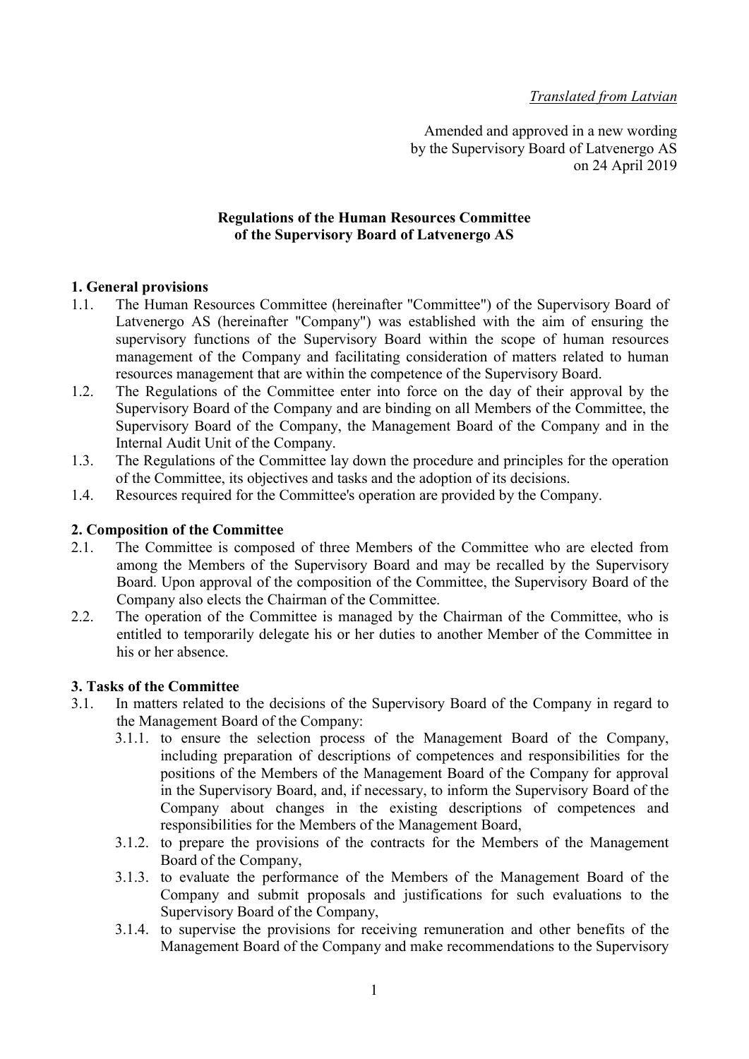*Translated from Latvian*

Amended and approved in a new wording
by the Supervisory Board of Latvenergo AS
on 24 April 2019

**Regulations of the Human Resources Committee**
**of the Supervisory Board of Latvenergo AS**

## 1. General provisions

1.1. The Human Resources Committee (hereinafter "Committee") of the Supervisory Board of Latvenergo AS (hereinafter "Company") was established with the aim of ensuring the supervisory functions of the Supervisory Board within the scope of human resources management of the Company and facilitating consideration of matters related to human resources management that are within the competence of the Supervisory Board.

1.2. The Regulations of the Committee enter into force on the day of their approval by the Supervisory Board of the Company and are binding on all Members of the Committee, the Supervisory Board of the Company, the Management Board of the Company and in the Internal Audit Unit of the Company.

1.3. The Regulations of the Committee lay down the procedure and principles for the operation of the Committee, its objectives and tasks and the adoption of its decisions.

1.4. Resources required for the Committee's operation are provided by the Company.

## 2. Composition of the Committee

2.1. The Committee is composed of three Members of the Committee who are elected from among the Members of the Supervisory Board and may be recalled by the Supervisory Board. Upon approval of the composition of the Committee, the Supervisory Board of the Company also elects the Chairman of the Committee.

2.2. The operation of the Committee is managed by the Chairman of the Committee, who is entitled to temporarily delegate his or her duties to another Member of the Committee in his or her absence.

## 3. Tasks of the Committee

3.1. In matters related to the decisions of the Supervisory Board of the Company in regard to the Management Board of the Company:

3.1.1. to ensure the selection process of the Management Board of the Company, including preparation of descriptions of competences and responsibilities for the positions of the Members of the Management Board of the Company for approval in the Supervisory Board, and, if necessary, to inform the Supervisory Board of the Company about changes in the existing descriptions of competences and responsibilities for the Members of the Management Board,

3.1.2. to prepare the provisions of the contracts for the Members of the Management Board of the Company,

3.1.3. to evaluate the performance of the Members of the Management Board of the Company and submit proposals and justifications for such evaluations to the Supervisory Board of the Company,

3.1.4. to supervise the provisions for receiving remuneration and other benefits of the Management Board of the Company and make recommendations to the Supervisory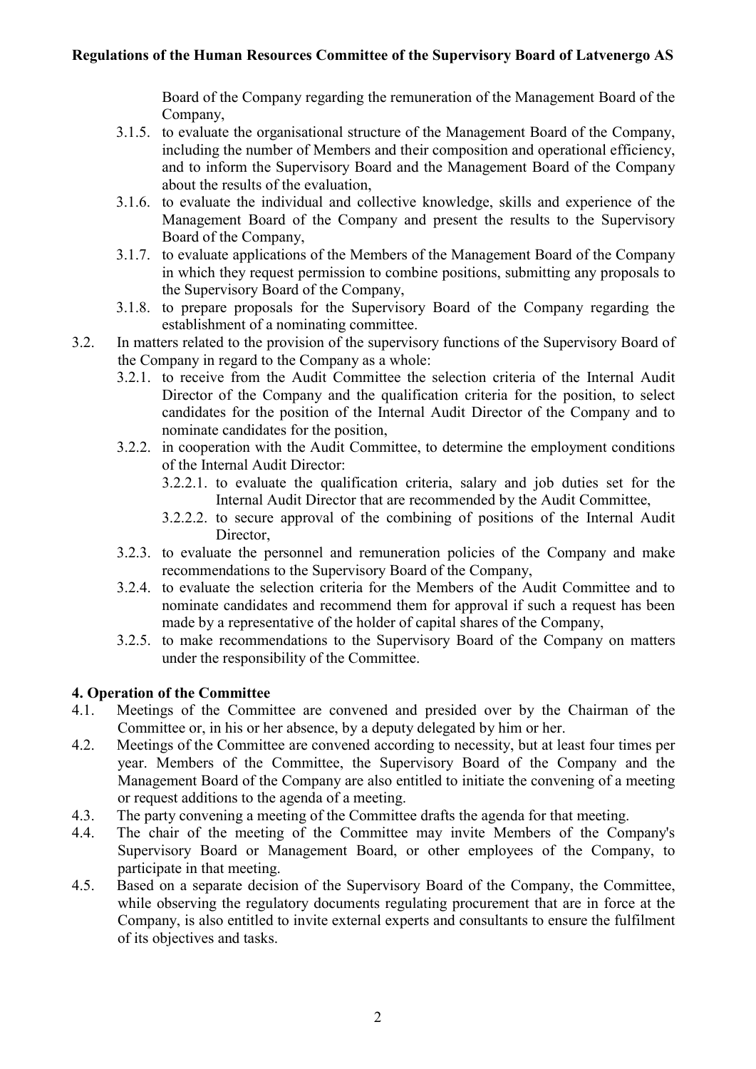Board of the Company regarding the remuneration of the Management Board of the Company,

- 3.1.5. to evaluate the organisational structure of the Management Board of the Company, including the number of Members and their composition and operational efficiency, and to inform the Supervisory Board and the Management Board of the Company about the results of the evaluation,
- 3.1.6. to evaluate the individual and collective knowledge, skills and experience of the Management Board of the Company and present the results to the Supervisory Board of the Company,
- 3.1.7. to evaluate applications of the Members of the Management Board of the Company in which they request permission to combine positions, submitting any proposals to the Supervisory Board of the Company,
- 3.1.8. to prepare proposals for the Supervisory Board of the Company regarding the establishment of a nominating committee.

3.2. In matters related to the provision of the supervisory functions of the Supervisory Board of the Company in regard to the Company as a whole:

- 3.2.1. to receive from the Audit Committee the selection criteria of the Internal Audit Director of the Company and the qualification criteria for the position, to select candidates for the position of the Internal Audit Director of the Company and to nominate candidates for the position,
- 3.2.2. in cooperation with the Audit Committee, to determine the employment conditions of the Internal Audit Director:
  - 3.2.2.1. to evaluate the qualification criteria, salary and job duties set for the Internal Audit Director that are recommended by the Audit Committee,
  - 3.2.2.2. to secure approval of the combining of positions of the Internal Audit Director,
- 3.2.3. to evaluate the personnel and remuneration policies of the Company and make recommendations to the Supervisory Board of the Company,
- 3.2.4. to evaluate the selection criteria for the Members of the Audit Committee and to nominate candidates and recommend them for approval if such a request has been made by a representative of the holder of capital shares of the Company,
- 3.2.5. to make recommendations to the Supervisory Board of the Company on matters under the responsibility of the Committee.

## 4. Operation of the Committee

4.1. Meetings of the Committee are convened and presided over by the Chairman of the Committee or, in his or her absence, by a deputy delegated by him or her.

4.2. Meetings of the Committee are convened according to necessity, but at least four times per year. Members of the Committee, the Supervisory Board of the Company and the Management Board of the Company are also entitled to initiate the convening of a meeting or request additions to the agenda of a meeting.

4.3. The party convening a meeting of the Committee drafts the agenda for that meeting.

4.4. The chair of the meeting of the Committee may invite Members of the Company's Supervisory Board or Management Board, or other employees of the Company, to participate in that meeting.

4.5. Based on a separate decision of the Supervisory Board of the Company, the Committee, while observing the regulatory documents regulating procurement that are in force at the Company, is also entitled to invite external experts and consultants to ensure the fulfilment of its objectives and tasks.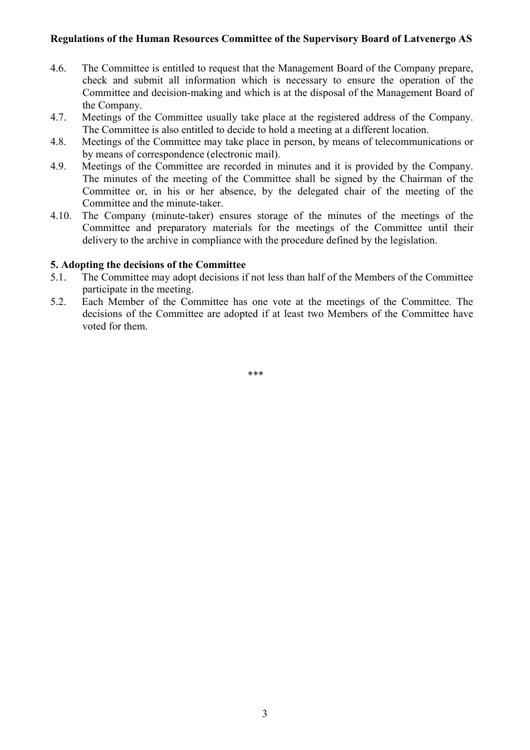4.6. The Committee is entitled to request that the Management Board of the Company prepare, check and submit all information which is necessary to ensure the operation of the Committee and decision-making and which is at the disposal of the Management Board of the Company.

4.7. Meetings of the Committee usually take place at the registered address of the Company. The Committee is also entitled to decide to hold a meeting at a different location.

4.8. Meetings of the Committee may take place in person, by means of telecommunications or by means of correspondence (electronic mail).

4.9. Meetings of the Committee are recorded in minutes and it is provided by the Company. The minutes of the meeting of the Committee shall be signed by the Chairman of the Committee or, in his or her absence, by the delegated chair of the meeting of the Committee and the minute-taker.

4.10. The Company (minute-taker) ensures storage of the minutes of the meetings of the Committee and preparatory materials for the meetings of the Committee until their delivery to the archive in compliance with the procedure defined by the legislation.

## 5. Adopting the decisions of the Committee

5.1. The Committee may adopt decisions if not less than half of the Members of the Committee participate in the meeting.

5.2. Each Member of the Committee has one vote at the meetings of the Committee. The decisions of the Committee are adopted if at least two Members of the Committee have voted for them.

***